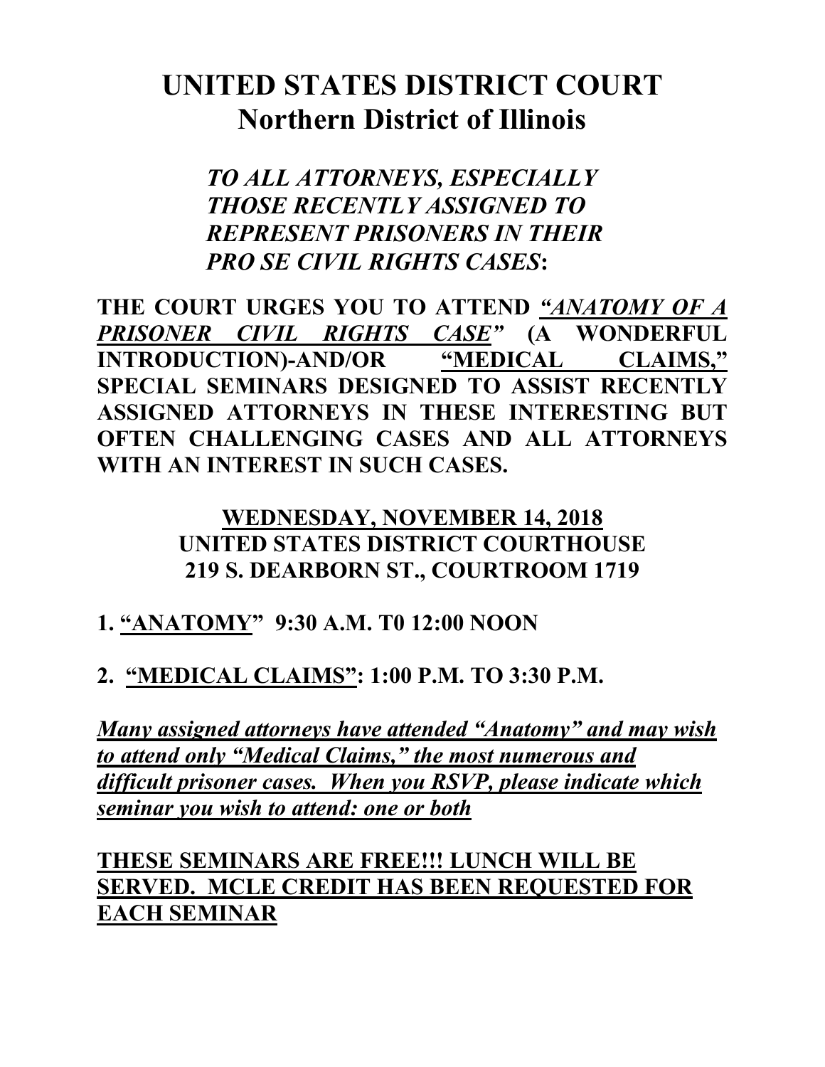# UNITED STATES DISTRICT COURT
## Northern District of Illinois

***TO ALL ATTORNEYS, ESPECIALLY THOSE RECENTLY ASSIGNED TO REPRESENT PRISONERS IN THEIR PRO SE CIVIL RIGHTS CASES*:**

**THE COURT URGES YOU TO ATTEND *"ANATOMY OF A PRISONER CIVIL RIGHTS CASE"* (A WONDERFUL INTRODUCTION)-AND/OR "MEDICAL CLAIMS," SPECIAL SEMINARS DESIGNED TO ASSIST RECENTLY ASSIGNED ATTORNEYS IN THESE INTERESTING BUT OFTEN CHALLENGING CASES AND ALL ATTORNEYS WITH AN INTEREST IN SUCH CASES.**

**WEDNESDAY, NOVEMBER 14, 2018**
**UNITED STATES DISTRICT COURTHOUSE**
**219 S. DEARBORN ST., COURTROOM 1719**

**1. "ANATOMY" 9:30 A.M. T0 12:00 NOON**

**2. "MEDICAL CLAIMS": 1:00 P.M. TO 3:30 P.M.**

***Many assigned attorneys have attended "Anatomy" and may wish to attend only "Medical Claims," the most numerous and difficult prisoner cases. When you RSVP, please indicate which seminar you wish to attend: one or both***

**THESE SEMINARS ARE FREE!!! LUNCH WILL BE SERVED. MCLE CREDIT HAS BEEN REQUESTED FOR EACH SEMINAR**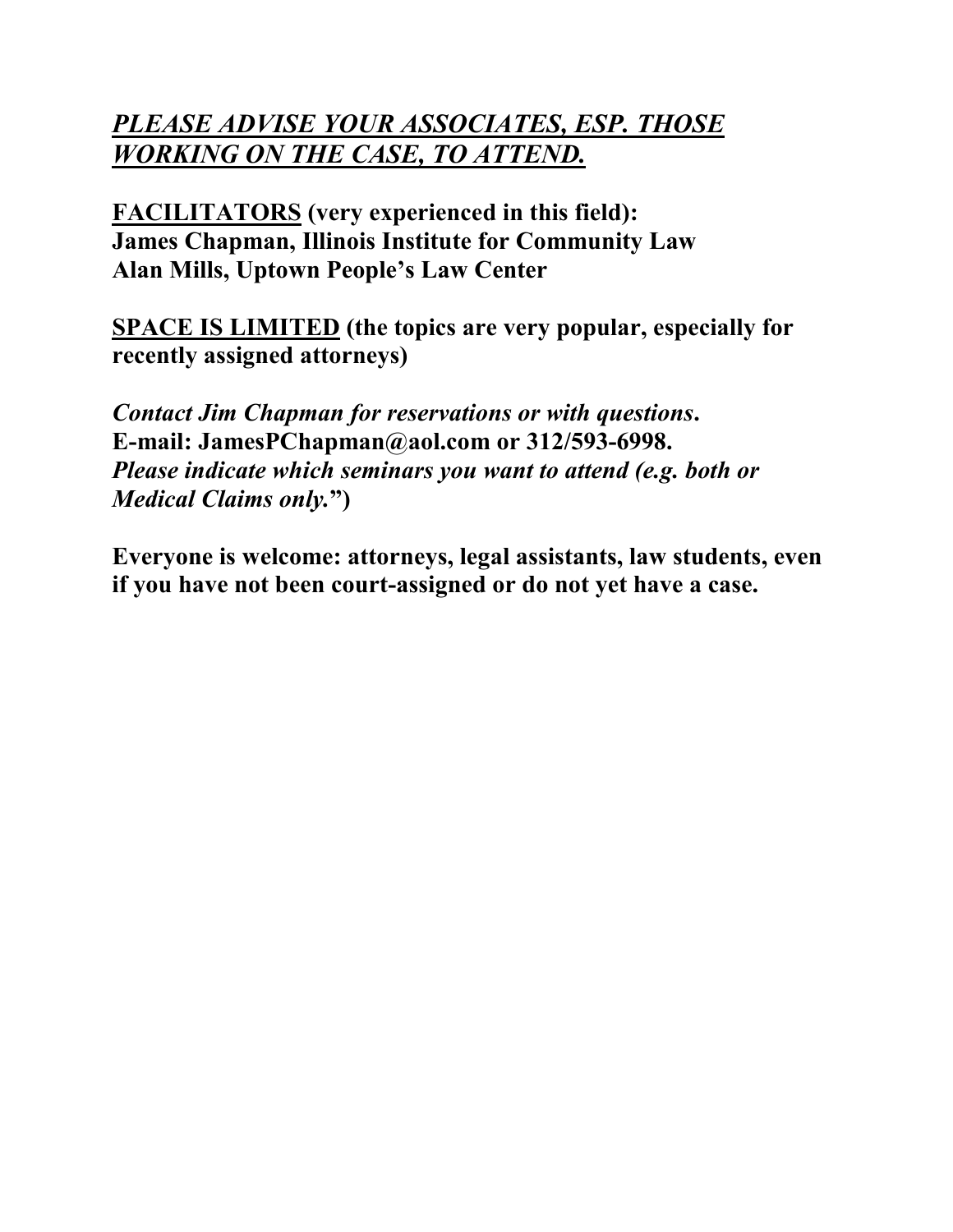***PLEASE ADVISE YOUR ASSOCIATES, ESP. THOSE WORKING ON THE CASE, TO ATTEND.***

**FACILITATORS (very experienced in this field):**
**James Chapman, Illinois Institute for Community Law**
**Alan Mills, Uptown People's Law Center**

**SPACE IS LIMITED (the topics are very popular, especially for recently assigned attorneys)**

***Contact Jim Chapman for reservations or with questions.***
**E-mail: JamesPChapman@aol.com or 312/593-6998.**
***Please indicate which seminars you want to attend (e.g. both or Medical Claims only.")***

**Everyone is welcome: attorneys, legal assistants, law students, even if you have not been court-assigned or do not yet have a case.**